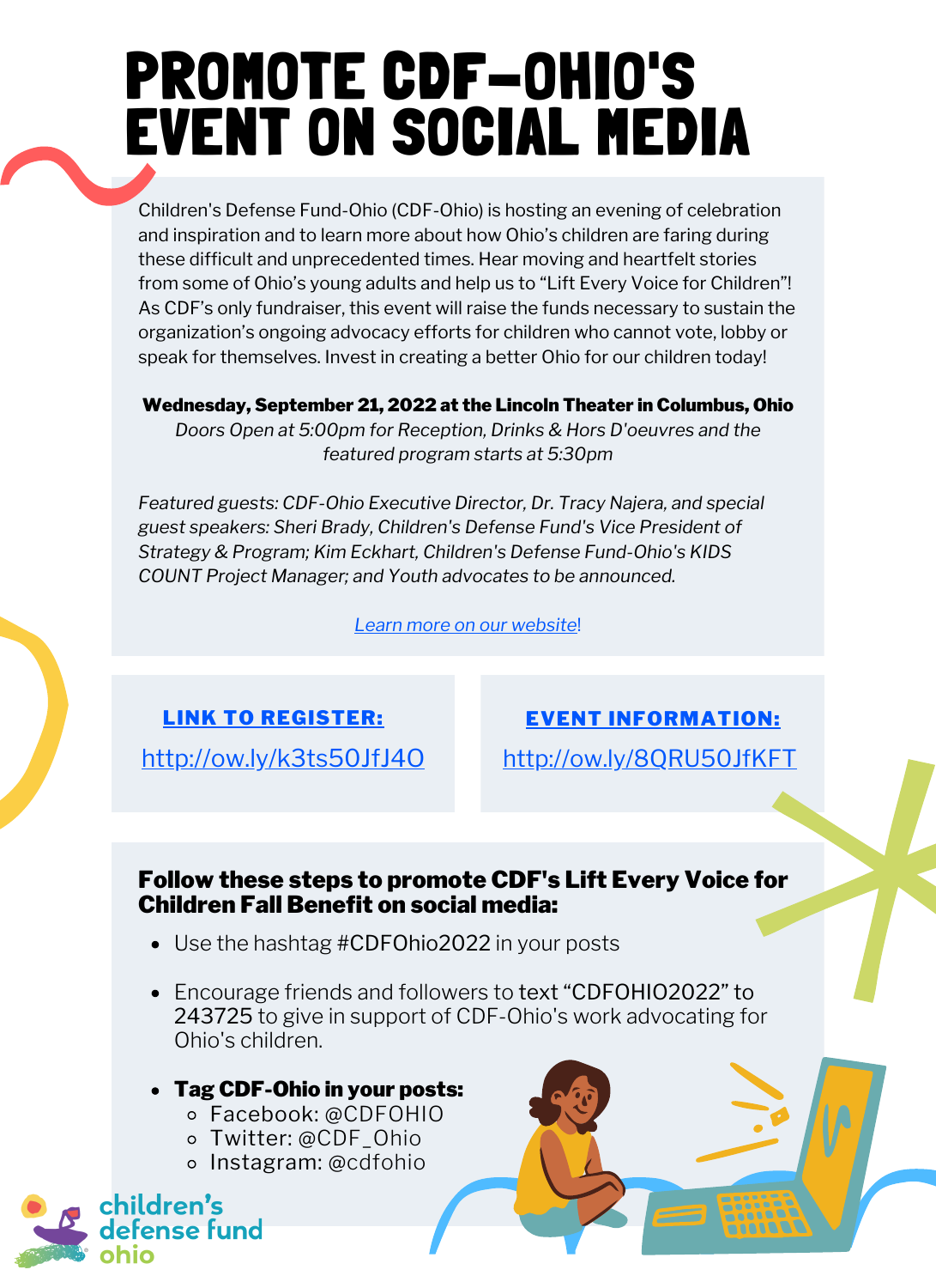# PROMOTE CDF-OHIO'S EVENT ON SOCIAL MEDIA

Children's Defense Fund-Ohio (CDF-Ohio) is hosting an evening of celebration and inspiration and to learn more about how Ohio's children are faring during these difficult and unprecedented times. Hear moving and heartfelt stories from some of Ohio's young adults and help us to "Lift Every Voice for Children"! As CDF's only fundraiser, this event will raise the funds necessary to sustain the organization's ongoing advocacy efforts for children who cannot vote, lobby or speak for themselves. Invest in creating a better Ohio for our children today!

**Wednesday, September 21, 2022 at the Lincoln Theater in Columbus, Ohio**
*Doors Open at 5:00pm for Reception, Drinks & Hors D'oeuvres and the featured program starts at 5:30pm*

*Featured guests: CDF-Ohio Executive Director, Dr. Tracy Najera, and special guest speakers: Sheri Brady, Children's Defense Fund's Vice President of Strategy & Program; Kim Eckhart, Children's Defense Fund-Ohio's KIDS COUNT Project Manager; and Youth advocates to be announced.*

*Learn more on our website*!

**LINK TO REGISTER:**
http://ow.ly/k3ts50JfJ4O

**EVENT INFORMATION:**
http://ow.ly/8QRU50JfKFT

**Follow these steps to promote CDF's Lift Every Voice for Children Fall Benefit on social media:**

- Use the hashtag #CDFOhio2022 in your posts
- Encourage friends and followers to text "CDFOHIO2022" to 243725 to give in support of CDF-Ohio's work advocating for Ohio's children.
- **Tag CDF-Ohio in your posts:**
  - Facebook: @CDFOHIO
  - Twitter: @CDF_Ohio
  - Instagram: @cdfohio

children's defense fund ohio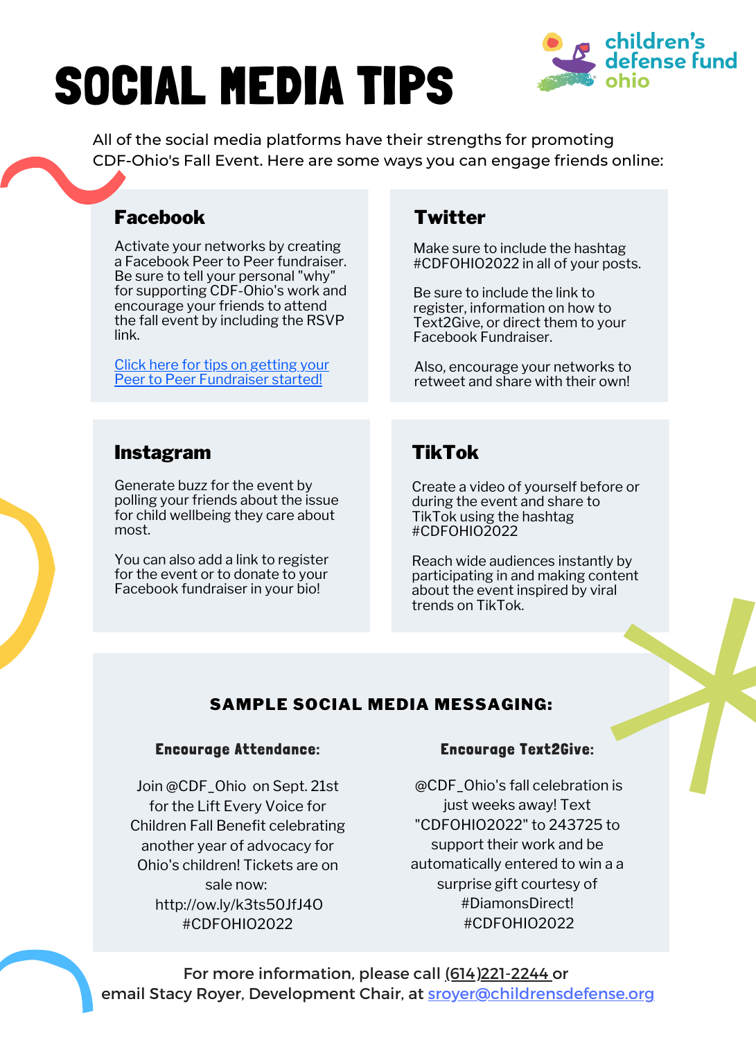# SOCIAL MEDIA TIPS

children's defense fund ohio

All of the social media platforms have their strengths for promoting CDF-Ohio's Fall Event. Here are some ways you can engage friends online:

## Facebook

Activate your networks by creating a Facebook Peer to Peer fundraiser. Be sure to tell your personal "why" for supporting CDF-Ohio's work and encourage your friends to attend the fall event by including the RSVP link.

Click here for tips on getting your Peer to Peer Fundraiser started!

## Twitter

Make sure to include the hashtag #CDFOHIO2022 in all of your posts.

Be sure to include the link to register, information on how to Text2Give, or direct them to your Facebook Fundraiser.

Also, encourage your networks to retweet and share with their own!

## Instagram

Generate buzz for the event by polling your friends about the issue for child wellbeing they care about most.

You can also add a link to register for the event or to donate to your Facebook fundraiser in your bio!

## TikTok

Create a video of yourself before or during the event and share to TikTok using the hashtag #CDFOHIO2022

Reach wide audiences instantly by participating in and making content about the event inspired by viral trends on TikTok.

## SAMPLE SOCIAL MEDIA MESSAGING:

### Encourage Attendance:

Join @CDF_Ohio on Sept. 21st for the Lift Every Voice for Children Fall Benefit celebrating another year of advocacy for Ohio's children! Tickets are on sale now: http://ow.ly/k3ts50JfJ4O #CDFOHIO2022

### Encourage Text2Give:

@CDF_Ohio's fall celebration is just weeks away! Text "CDFOHIO2022" to 243725 to support their work and be automatically entered to win a a surprise gift courtesy of #DiamonsDirect! #CDFOHIO2022

For more information, please call (614)221-2244 or email Stacy Royer, Development Chair, at sroyer@childrensdefense.org